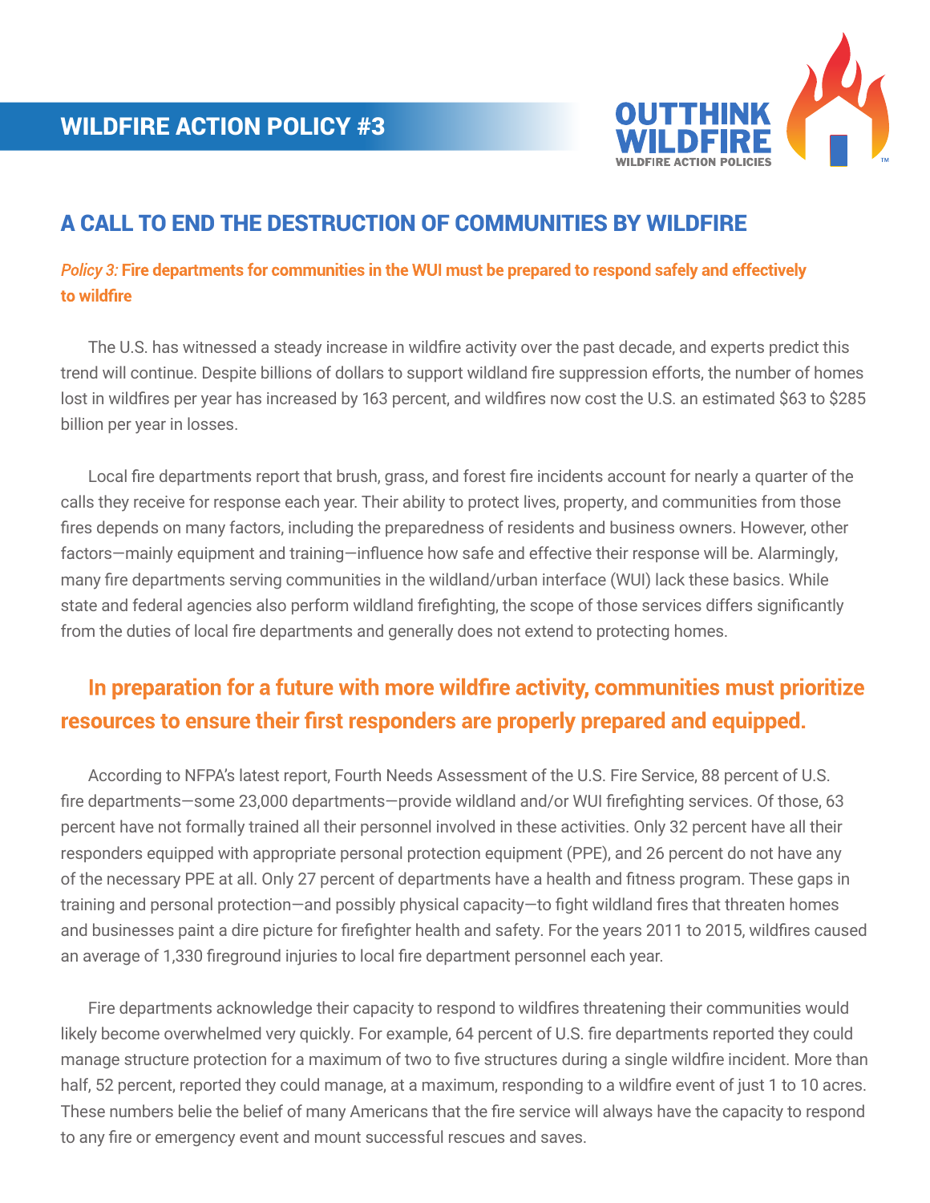WILDFIRE ACTION POLICY #3

OUTTHINK WILDFIRE
WILDFIRE ACTION POLICIES

# A CALL TO END THE DESTRUCTION OF COMMUNITIES BY WILDFIRE

***Policy 3:*** **Fire departments for communities in the WUI must be prepared to respond safely and effectively to wildfire**

The U.S. has witnessed a steady increase in wildfire activity over the past decade, and experts predict this trend will continue. Despite billions of dollars to support wildland fire suppression efforts, the number of homes lost in wildfires per year has increased by 163 percent, and wildfires now cost the U.S. an estimated $63 to $285 billion per year in losses.

Local fire departments report that brush, grass, and forest fire incidents account for nearly a quarter of the calls they receive for response each year. Their ability to protect lives, property, and communities from those fires depends on many factors, including the preparedness of residents and business owners. However, other factors—mainly equipment and training—influence how safe and effective their response will be. Alarmingly, many fire departments serving communities in the wildland/urban interface (WUI) lack these basics. While state and federal agencies also perform wildland firefighting, the scope of those services differs significantly from the duties of local fire departments and generally does not extend to protecting homes.

**In preparation for a future with more wildfire activity, communities must prioritize resources to ensure their first responders are properly prepared and equipped.**

According to NFPA's latest report, Fourth Needs Assessment of the U.S. Fire Service, 88 percent of U.S. fire departments—some 23,000 departments—provide wildland and/or WUI firefighting services. Of those, 63 percent have not formally trained all their personnel involved in these activities. Only 32 percent have all their responders equipped with appropriate personal protection equipment (PPE), and 26 percent do not have any of the necessary PPE at all. Only 27 percent of departments have a health and fitness program. These gaps in training and personal protection—and possibly physical capacity—to fight wildland fires that threaten homes and businesses paint a dire picture for firefighter health and safety. For the years 2011 to 2015, wildfires caused an average of 1,330 fireground injuries to local fire department personnel each year.

Fire departments acknowledge their capacity to respond to wildfires threatening their communities would likely become overwhelmed very quickly. For example, 64 percent of U.S. fire departments reported they could manage structure protection for a maximum of two to five structures during a single wildfire incident. More than half, 52 percent, reported they could manage, at a maximum, responding to a wildfire event of just 1 to 10 acres. These numbers belie the belief of many Americans that the fire service will always have the capacity to respond to any fire or emergency event and mount successful rescues and saves.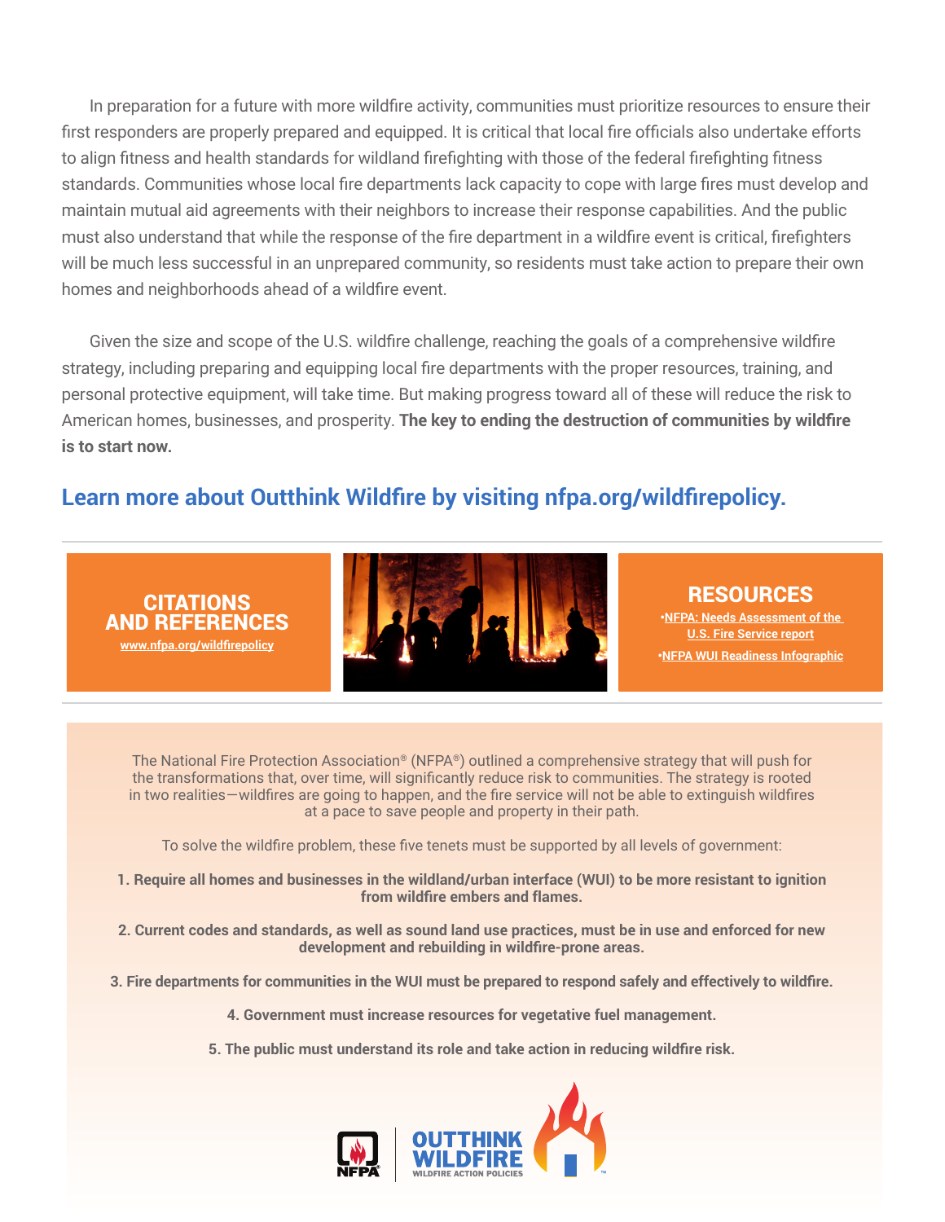In preparation for a future with more wildfire activity, communities must prioritize resources to ensure their first responders are properly prepared and equipped. It is critical that local fire officials also undertake efforts to align fitness and health standards for wildland firefighting with those of the federal firefighting fitness standards. Communities whose local fire departments lack capacity to cope with large fires must develop and maintain mutual aid agreements with their neighbors to increase their response capabilities. And the public must also understand that while the response of the fire department in a wildfire event is critical, firefighters will be much less successful in an unprepared community, so residents must take action to prepare their own homes and neighborhoods ahead of a wildfire event.

Given the size and scope of the U.S. wildfire challenge, reaching the goals of a comprehensive wildfire strategy, including preparing and equipping local fire departments with the proper resources, training, and personal protective equipment, will take time. But making progress toward all of these will reduce the risk to American homes, businesses, and prosperity. **The key to ending the destruction of communities by wildfire is to start now.**

## Learn more about Outthink Wildfire by visiting nfpa.org/wildfirepolicy.

### CITATIONS AND REFERENCES

www.nfpa.org/wildfirepolicy

### RESOURCES

- NFPA: Needs Assessment of the U.S. Fire Service report
- NFPA WUI Readiness Infographic

The National Fire Protection Association® (NFPA®) outlined a comprehensive strategy that will push for the transformations that, over time, will significantly reduce risk to communities. The strategy is rooted in two realities—wildfires are going to happen, and the fire service will not be able to extinguish wildfires at a pace to save people and property in their path.

To solve the wildfire problem, these five tenets must be supported by all levels of government:

1. **Require all homes and businesses in the wildland/urban interface (WUI) to be more resistant to ignition from wildfire embers and flames.**
2. **Current codes and standards, as well as sound land use practices, must be in use and enforced for new development and rebuilding in wildfire-prone areas.**
3. **Fire departments for communities in the WUI must be prepared to respond safely and effectively to wildfire.**
4. **Government must increase resources for vegetative fuel management.**
5. **The public must understand its role and take action in reducing wildfire risk.**

NFPA | OUTTHINK WILDFIRE™ WILDFIRE ACTION POLICIES